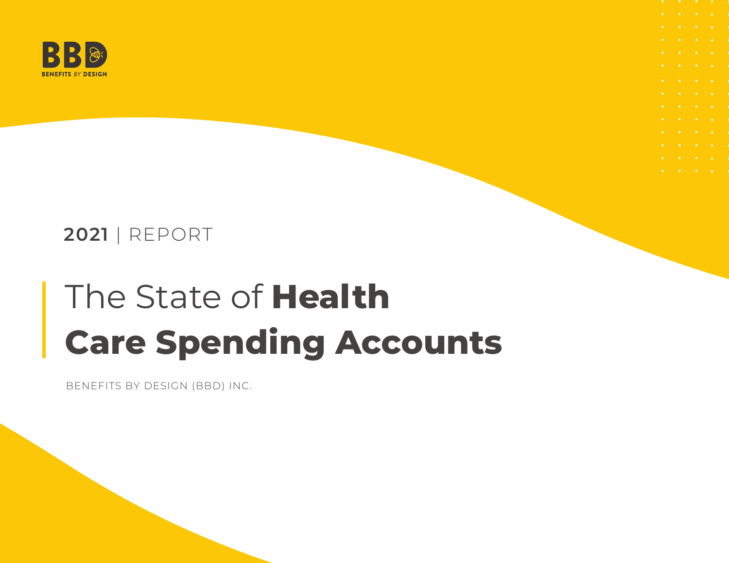BBD
BENEFITS BY DESIGN

**2021** | REPORT

# The State of **Health Care Spending Accounts**

BENEFITS BY DESIGN (BBD) INC.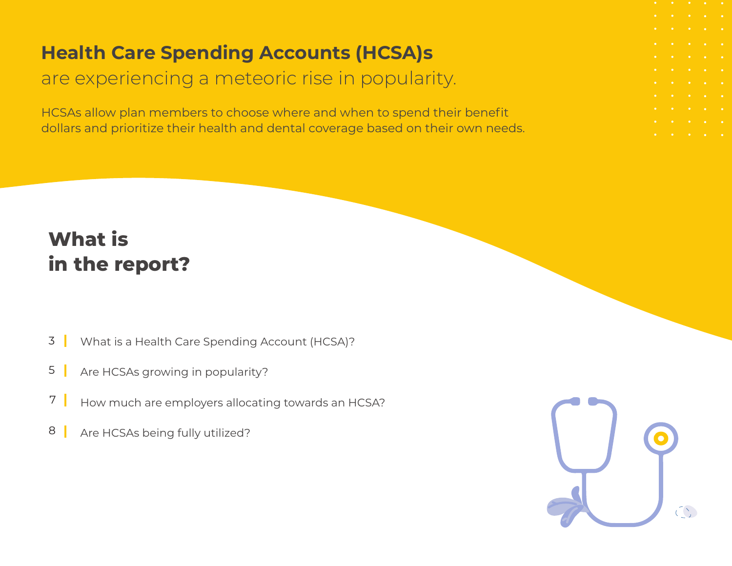# Health Care Spending Accounts (HCSA)s

are experiencing a meteoric rise in popularity.

HCSAs allow plan members to choose where and when to spend their benefit dollars and prioritize their health and dental coverage based on their own needs.

## What is in the report?

- 3 | What is a Health Care Spending Account (HCSA)?
- 5 | Are HCSAs growing in popularity?
- 7 | How much are employers allocating towards an HCSA?
- 8 | Are HCSAs being fully utilized?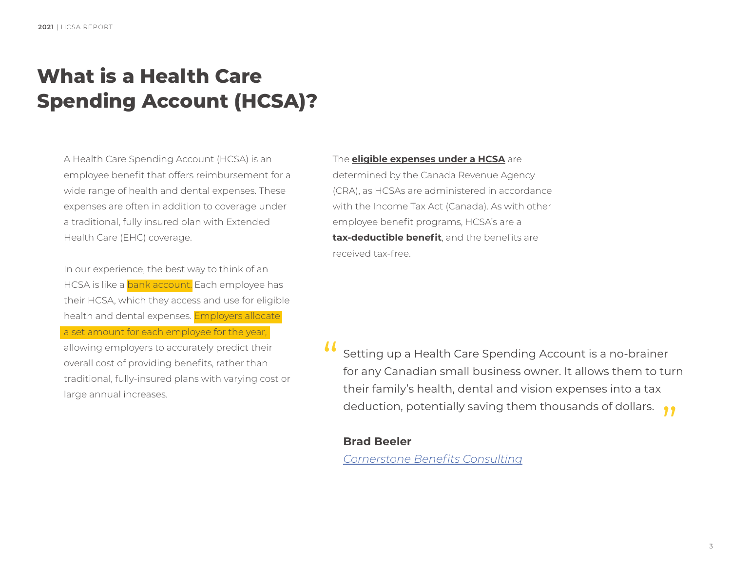# What is a Health Care Spending Account (HCSA)?

A Health Care Spending Account (HCSA) is an employee benefit that offers reimbursement for a wide range of health and dental expenses. These expenses are often in addition to coverage under a traditional, fully insured plan with Extended Health Care (EHC) coverage.

In our experience, the best way to think of an HCSA is like a bank account. Each employee has their HCSA, which they access and use for eligible health and dental expenses. Employers allocate a set amount for each employee for the year, allowing employers to accurately predict their overall cost of providing benefits, rather than traditional, fully-insured plans with varying cost or large annual increases.

The **eligible expenses under a HCSA** are determined by the Canada Revenue Agency (CRA), as HCSAs are administered in accordance with the Income Tax Act (Canada). As with other employee benefit programs, HCSA's are a **tax-deductible benefit**, and the benefits are received tax-free.

> "Setting up a Health Care Spending Account is a no-brainer for any Canadian small business owner. It allows them to turn their family's health, dental and vision expenses into a tax deduction, potentially saving them thousands of dollars."
>
> **Brad Beeler**
> *Cornerstone Benefits Consulting*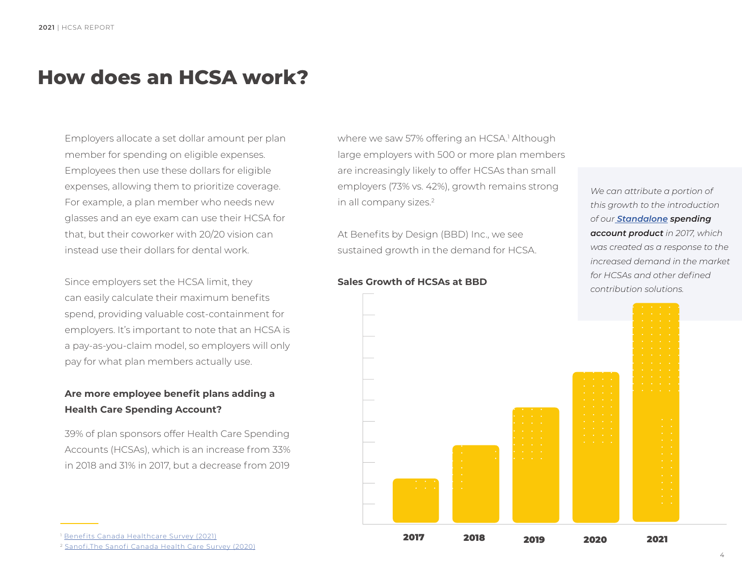# How does an HCSA work?

Employers allocate a set dollar amount per plan member for spending on eligible expenses. Employees then use these dollars for eligible expenses, allowing them to prioritize coverage. For example, a plan member who needs new glasses and an eye exam can use their HCSA for that, but their coworker with 20/20 vision can instead use their dollars for dental work.

Since employers set the HCSA limit, they can easily calculate their maximum benefits spend, providing valuable cost-containment for employers. It's important to note that an HCSA is a pay-as-you-claim model, so employers will only pay for what plan members actually use.

### Are more employee benefit plans adding a Health Care Spending Account?

39% of plan sponsors offer Health Care Spending Accounts (HCSAs), which is an increase from 33% in 2018 and 31% in 2017, but a decrease from 2019 where we saw 57% offering an HCSA.[1] Although large employers with 500 or more plan members are increasingly likely to offer HCSAs than small employers (73% vs. 42%), growth remains strong in all company sizes.[2]

At Benefits by Design (BBD) Inc., we see sustained growth in the demand for HCSA.

**Sales Growth of HCSAs at BBD**

2017 | 2018 | 2019 | 2020 | 2021

*We can attribute a portion of this growth to the introduction of our* ***[Standalone](#) spending account product*** *in 2017, which was created as a response to the increased demand in the market for HCSAs and other defined contribution solutions.*

---

[1] [Benefits Canada Healthcare Survey (2021)](#)

[2] [Sanofi,The Sanofi Canada Health Care Survey (2020)](#)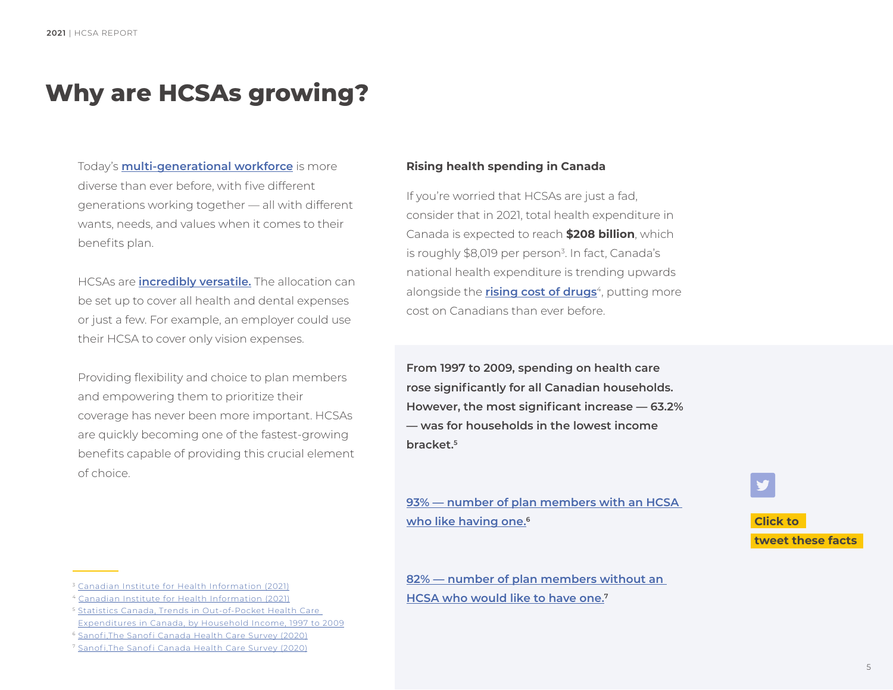# Why are HCSAs growing?

Today's **multi-generational workforce** is more diverse than ever before, with five different generations working together — all with different wants, needs, and values when it comes to their benefits plan.

HCSAs are **incredibly versatile.** The allocation can be set up to cover all health and dental expenses or just a few. For example, an employer could use their HCSA to cover only vision expenses.

Providing flexibility and choice to plan members and empowering them to prioritize their coverage has never been more important. HCSAs are quickly becoming one of the fastest-growing benefits capable of providing this crucial element of choice.

### Rising health spending in Canada

If you're worried that HCSAs are just a fad, consider that in 2021, total health expenditure in Canada is expected to reach **$208 billion**, which is roughly $8,019 per person[3]. In fact, Canada's national health expenditure is trending upwards alongside the **rising cost of drugs**[4], putting more cost on Canadians than ever before.

**From 1997 to 2009, spending on health care rose significantly for all Canadian households. However, the most significant increase — 63.2% — was for households in the lowest income bracket.[5]**

**93% — number of plan members with an HCSA who like having one.[6]**

**82% — number of plan members without an HCSA who would like to have one.[7]**

**Click to tweet these facts**

[3] Canadian Institute for Health Information (2021)
[4] Canadian Institute for Health Information (2021)
[5] Statistics Canada, Trends in Out-of-Pocket Health Care Expenditures in Canada, by Household Income, 1997 to 2009
[6] Sanofi,The Sanofi Canada Health Care Survey (2020)
[7] Sanofi,The Sanofi Canada Health Care Survey (2020)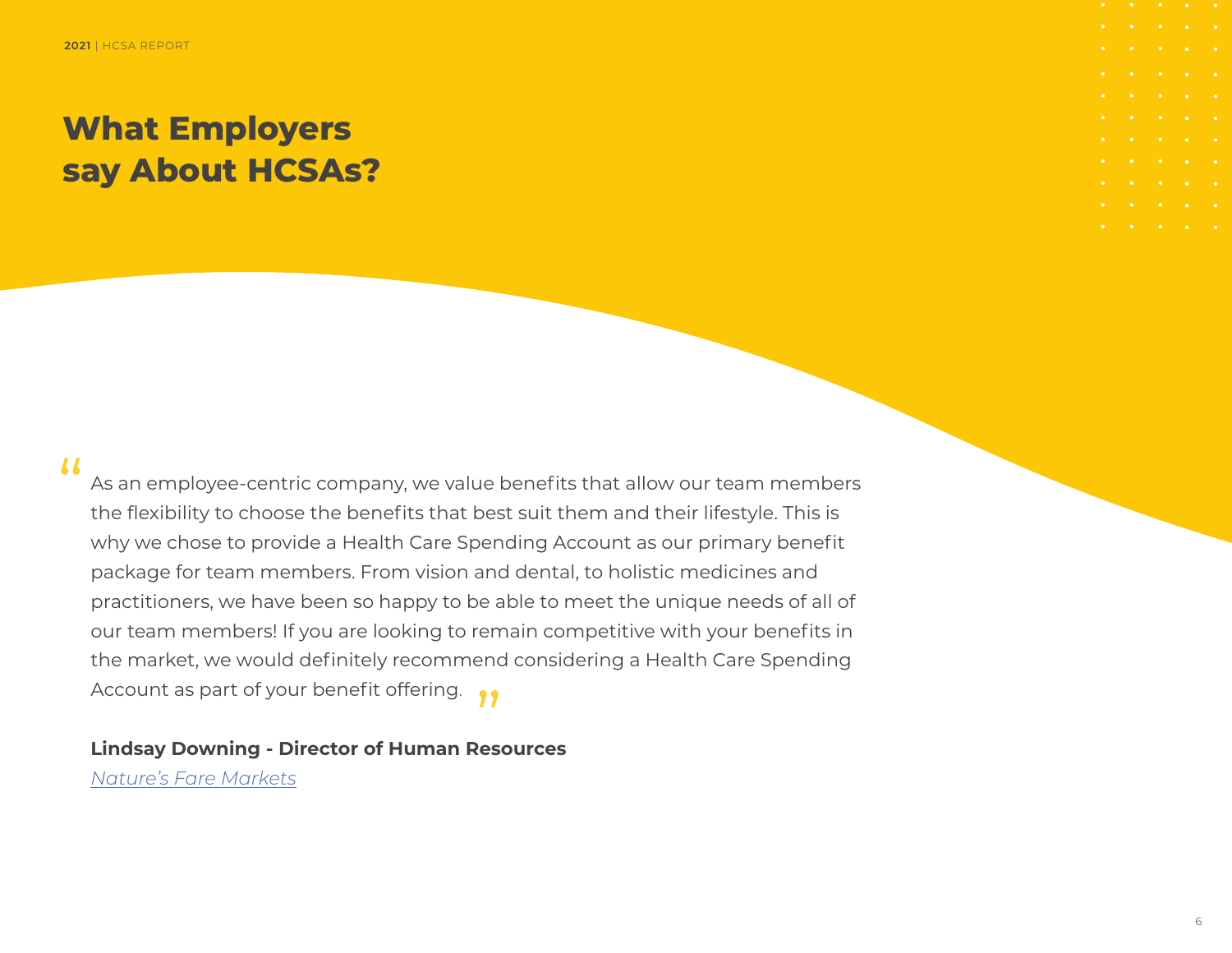# What Employers say About HCSAs?

> "As an employee-centric company, we value benefits that allow our team members the flexibility to choose the benefits that best suit them and their lifestyle. This is why we chose to provide a Health Care Spending Account as our primary benefit package for team members. From vision and dental, to holistic medicines and practitioners, we have been so happy to be able to meet the unique needs of all of our team members! If you are looking to remain competitive with your benefits in the market, we would definitely recommend considering a Health Care Spending Account as part of your benefit offering."

**Lindsay Downing - Director of Human Resources**

*Nature's Fare Markets*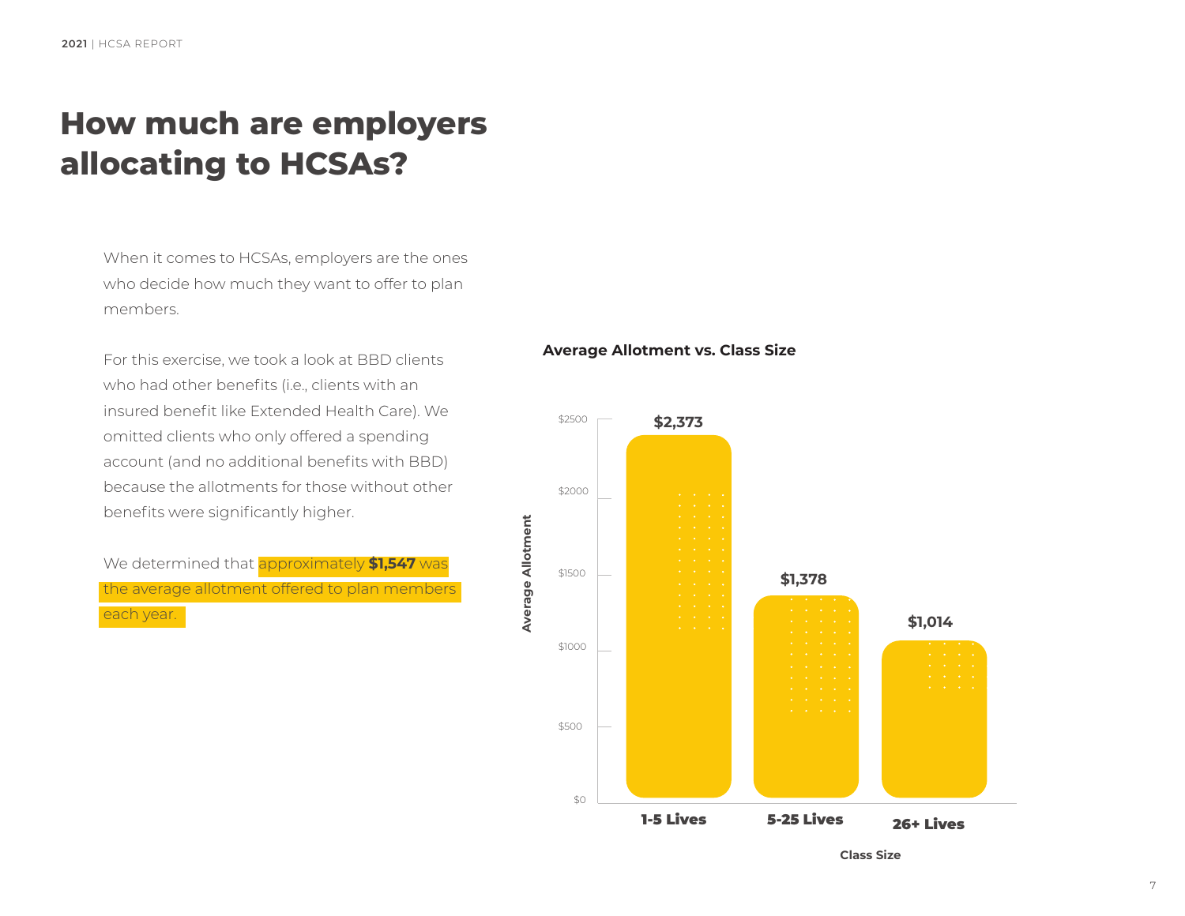# How much are employers allocating to HCSAs?

When it comes to HCSAs, employers are the ones who decide how much they want to offer to plan members.

For this exercise, we took a look at BBD clients who had other benefits (i.e., clients with an insured benefit like Extended Health Care). We omitted clients who only offered a spending account (and no additional benefits with BBD) because the allotments for those without other benefits were significantly higher.

We determined that approximately **$1,547** was the average allotment offered to plan members each year.

**Average Allotment vs. Class Size**

| Class Size | Average Allotment |
| --- | --- |
| 1-5 Lives | $2,373 |
| 5-25 Lives | $1,378 |
| 26+ Lives | $1,014 |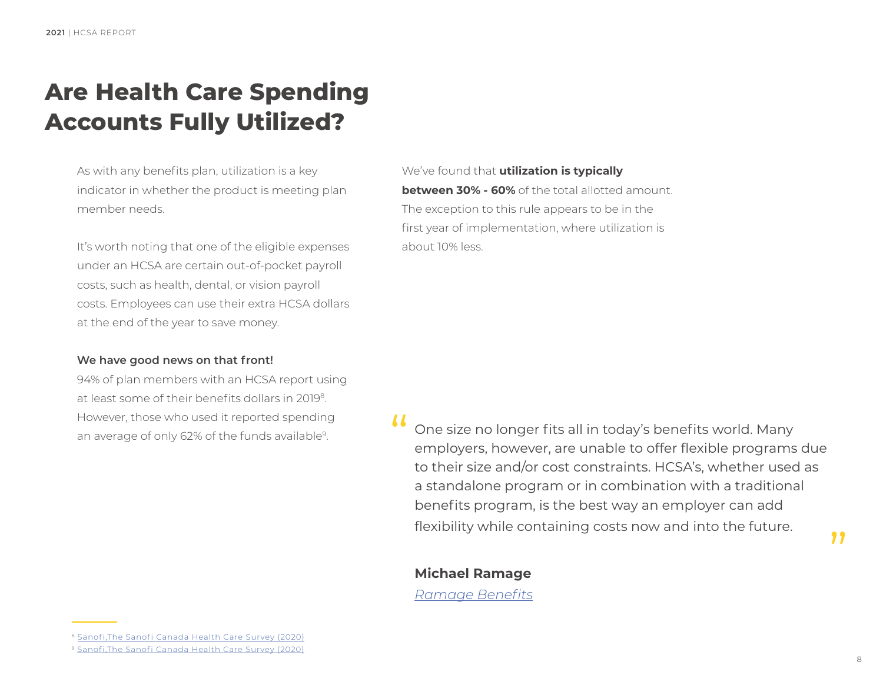# Are Health Care Spending Accounts Fully Utilized?

As with any benefits plan, utilization is a key indicator in whether the product is meeting plan member needs.

It's worth noting that one of the eligible expenses under an HCSA are certain out-of-pocket payroll costs, such as health, dental, or vision payroll costs. Employees can use their extra HCSA dollars at the end of the year to save money.

**We have good news on that front!**

94% of plan members with an HCSA report using at least some of their benefits dollars in 2019[8]. However, those who used it reported spending an average of only 62% of the funds available[9].

We've found that **utilization is typically between 30% - 60%** of the total allotted amount. The exception to this rule appears to be in the first year of implementation, where utilization is about 10% less.

> "One size no longer fits all in today's benefits world. Many employers, however, are unable to offer flexible programs due to their size and/or cost constraints. HCSA's, whether used as a standalone program or in combination with a traditional benefits program, is the best way an employer can add flexibility while containing costs now and into the future."
>
> **Michael Ramage**
> *Ramage Benefits*

---

[8] Sanofi,The Sanofi Canada Health Care Survey (2020)

[9] Sanofi,The Sanofi Canada Health Care Survey (2020)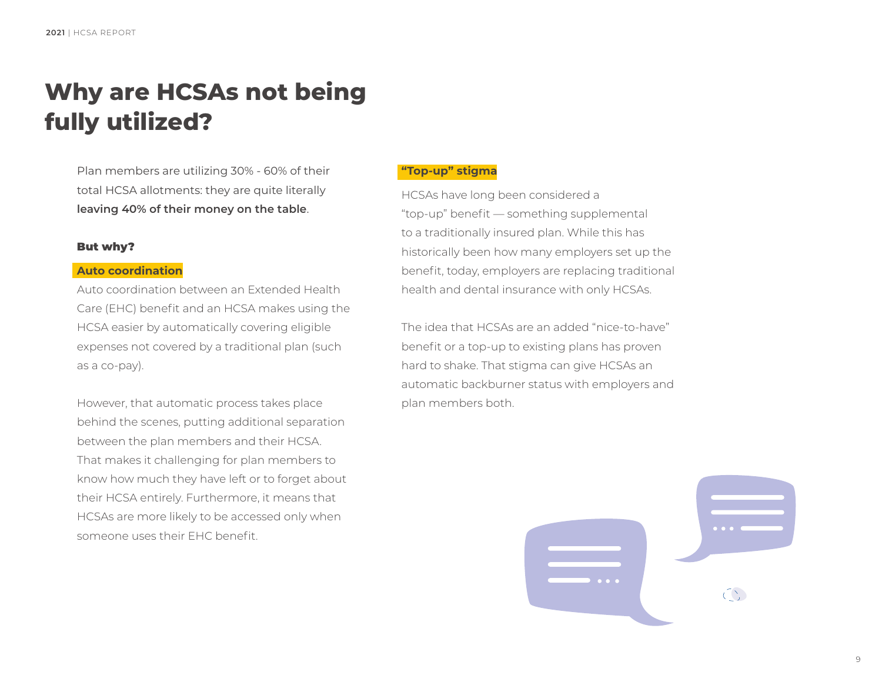# Why are HCSAs not being fully utilized?

Plan members are utilizing 30% - 60% of their total HCSA allotments: they are quite literally **leaving 40% of their money on the table**.

### But why?

**Auto coordination**

Auto coordination between an Extended Health Care (EHC) benefit and an HCSA makes using the HCSA easier by automatically covering eligible expenses not covered by a traditional plan (such as a co-pay).

However, that automatic process takes place behind the scenes, putting additional separation between the plan members and their HCSA. That makes it challenging for plan members to know how much they have left or to forget about their HCSA entirely. Furthermore, it means that HCSAs are more likely to be accessed only when someone uses their EHC benefit.

**"Top-up" stigma**

HCSAs have long been considered a "top-up" benefit — something supplemental to a traditionally insured plan. While this has historically been how many employers set up the benefit, today, employers are replacing traditional health and dental insurance with only HCSAs.

The idea that HCSAs are an added "nice-to-have" benefit or a top-up to existing plans has proven hard to shake. That stigma can give HCSAs an automatic backburner status with employers and plan members both.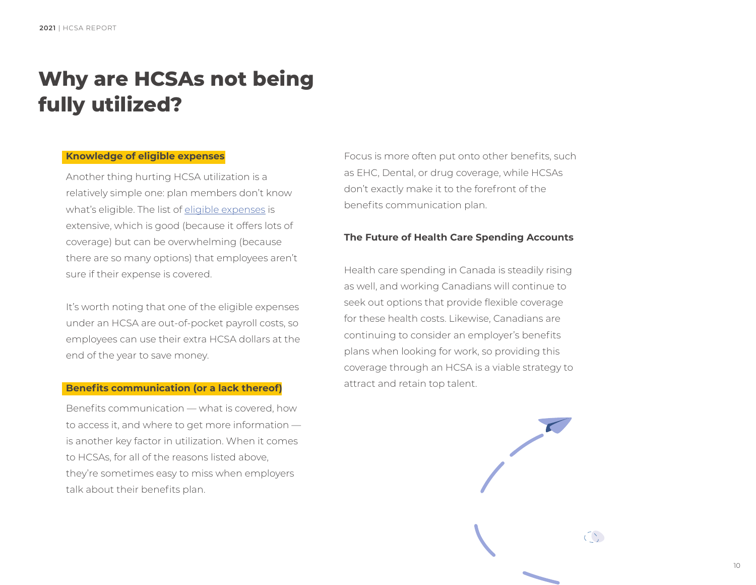# Why are HCSAs not being fully utilized?

**Knowledge of eligible expenses**

Another thing hurting HCSA utilization is a relatively simple one: plan members don't know what's eligible. The list of [eligible expenses]() is extensive, which is good (because it offers lots of coverage) but can be overwhelming (because there are so many options) that employees aren't sure if their expense is covered.

It's worth noting that one of the eligible expenses under an HCSA are out-of-pocket payroll costs, so employees can use their extra HCSA dollars at the end of the year to save money.

**Benefits communication (or a lack thereof)**

Benefits communication — what is covered, how to access it, and where to get more information — is another key factor in utilization. When it comes to HCSAs, for all of the reasons listed above, they're sometimes easy to miss when employers talk about their benefits plan.

Focus is more often put onto other benefits, such as EHC, Dental, or drug coverage, while HCSAs don't exactly make it to the forefront of the benefits communication plan.

**The Future of Health Care Spending Accounts**

Health care spending in Canada is steadily rising as well, and working Canadians will continue to seek out options that provide flexible coverage for these health costs. Likewise, Canadians are continuing to consider an employer's benefits plans when looking for work, so providing this coverage through an HCSA is a viable strategy to attract and retain top talent.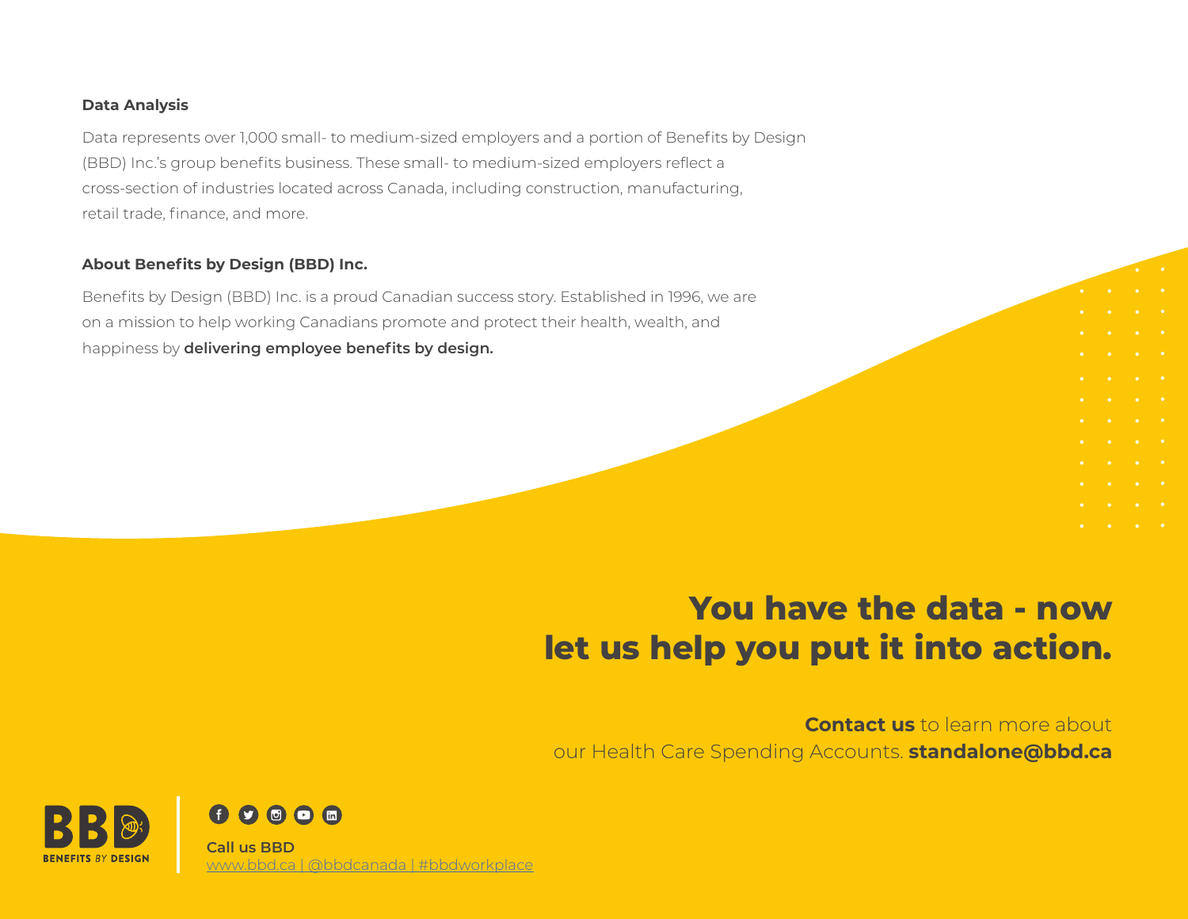### Data Analysis

Data represents over 1,000 small- to medium-sized employers and a portion of Benefits by Design (BBD) Inc.'s group benefits business. These small- to medium-sized employers reflect a cross-section of industries located across Canada, including construction, manufacturing, retail trade, finance, and more.

### About Benefits by Design (BBD) Inc.

Benefits by Design (BBD) Inc. is a proud Canadian success story. Established in 1996, we are on a mission to help working Canadians promote and protect their health, wealth, and happiness by **delivering employee benefits by design.**

## You have the data - now let us help you put it into action.

**Contact us** to learn more about our Health Care Spending Accounts. **standalone@bbd.ca**

BBD BENEFITS BY DESIGN

**Call us BBD**
www.bbd.ca | @bbdcanada | #bbdworkplace